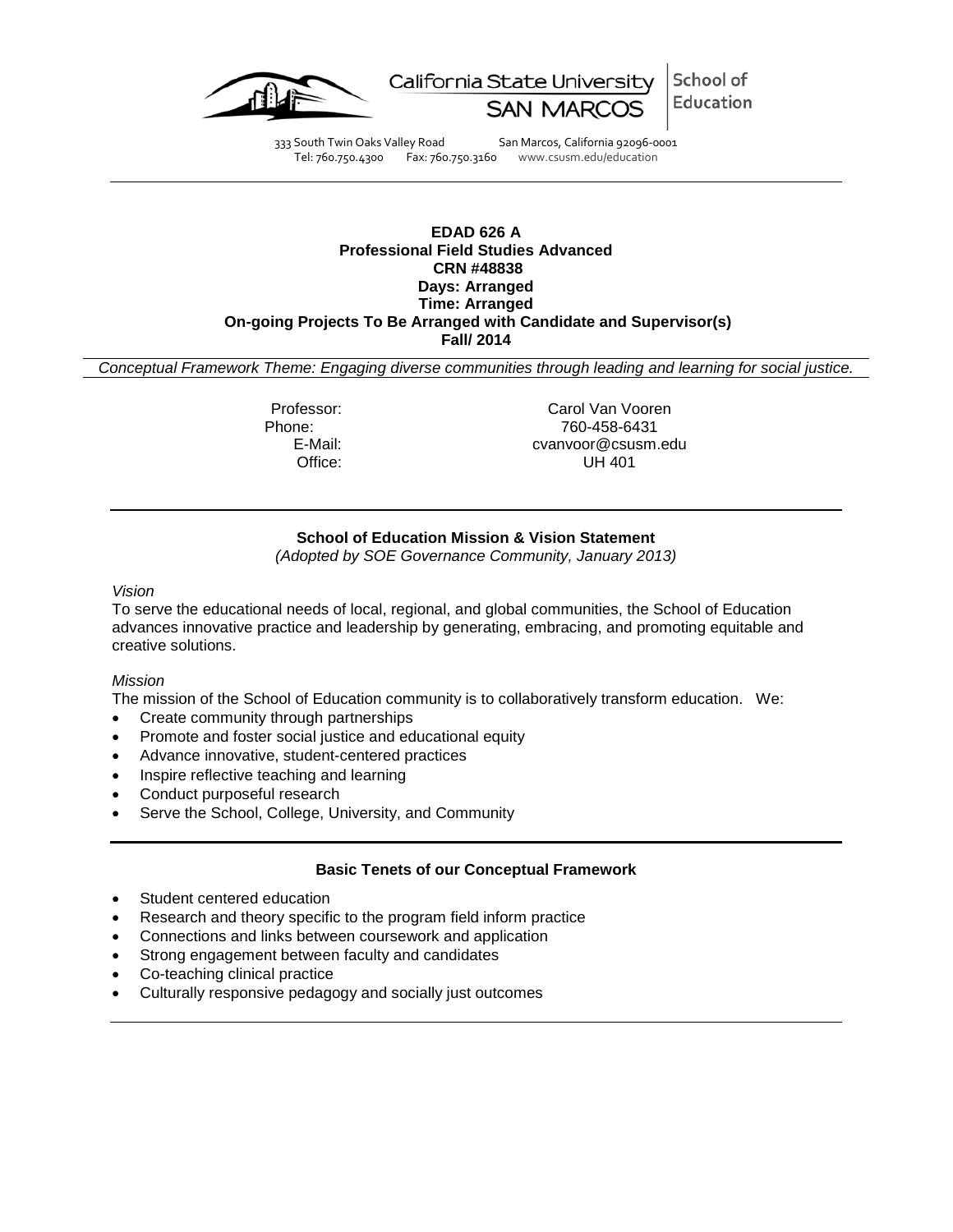California State University SAN MARCOS | School of Education

333 South Twin Oaks Valley Road San Marcos, California 92096-0001
Tel: 760.750.4300 Fax: 760.750.3160 www.csusm.edu/education

**EDAD 626 A**
**Professional Field Studies Advanced**
**CRN #48838**
**Days: Arranged**
**Time: Arranged**
**On-going Projects To Be Arranged with Candidate and Supervisor(s)**
**Fall/ 2014**

*Conceptual Framework Theme: Engaging diverse communities through leading and learning for social justice.*

Professor: Carol Van Vooren
Phone: 760-458-6431
E-Mail: cvanvoor@csusm.edu
Office: UH 401

## School of Education Mission & Vision Statement

*(Adopted by SOE Governance Community, January 2013)*

*Vision*

To serve the educational needs of local, regional, and global communities, the School of Education advances innovative practice and leadership by generating, embracing, and promoting equitable and creative solutions.

*Mission*

The mission of the School of Education community is to collaboratively transform education. We:

- Create community through partnerships
- Promote and foster social justice and educational equity
- Advance innovative, student-centered practices
- Inspire reflective teaching and learning
- Conduct purposeful research
- Serve the School, College, University, and Community

## Basic Tenets of our Conceptual Framework

- Student centered education
- Research and theory specific to the program field inform practice
- Connections and links between coursework and application
- Strong engagement between faculty and candidates
- Co-teaching clinical practice
- Culturally responsive pedagogy and socially just outcomes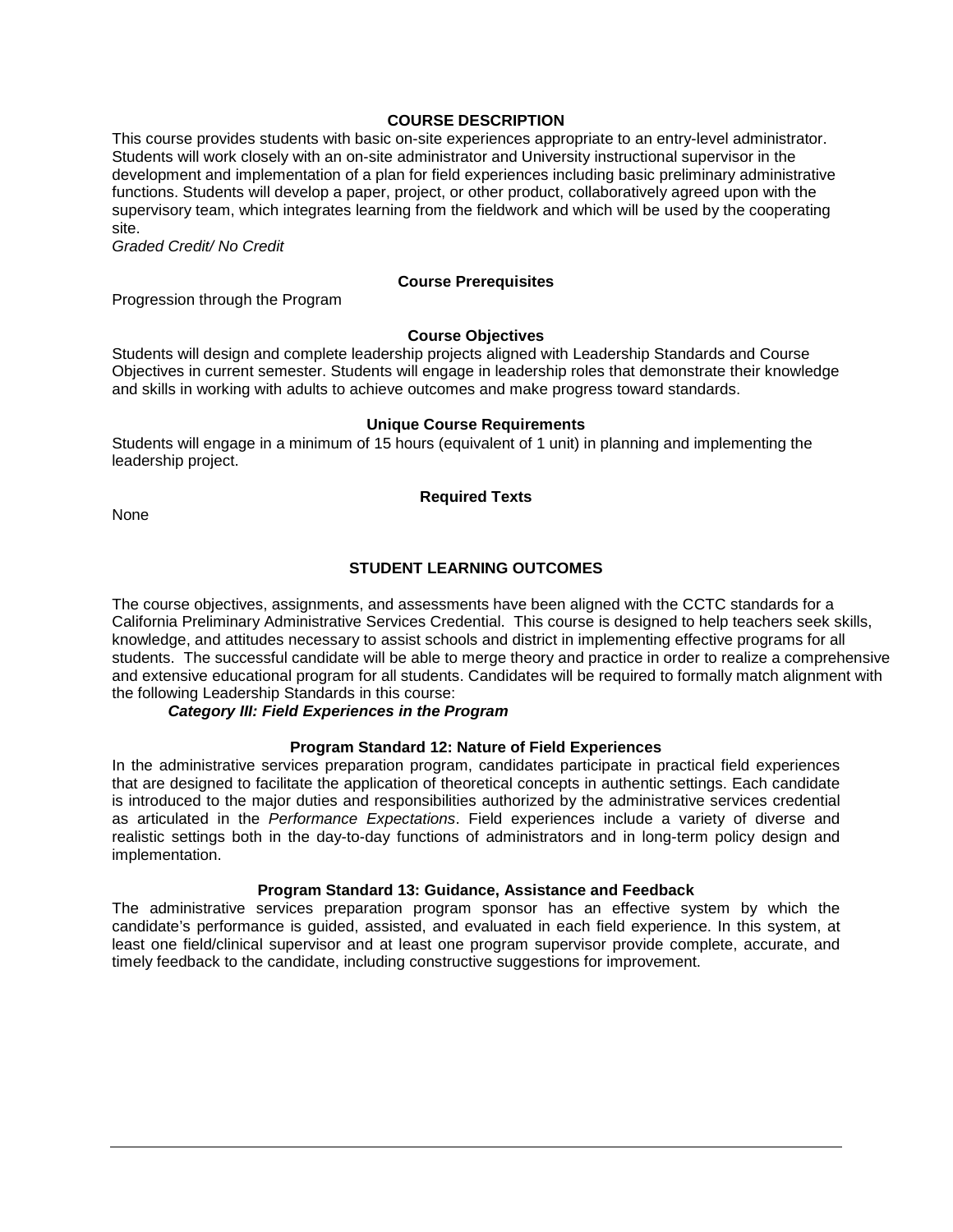## COURSE DESCRIPTION

This course provides students with basic on-site experiences appropriate to an entry-level administrator. Students will work closely with an on-site administrator and University instructional supervisor in the development and implementation of a plan for field experiences including basic preliminary administrative functions. Students will develop a paper, project, or other product, collaboratively agreed upon with the supervisory team, which integrates learning from the fieldwork and which will be used by the cooperating site.

*Graded Credit/ No Credit*

### Course Prerequisites

Progression through the Program

### Course Objectives

Students will design and complete leadership projects aligned with Leadership Standards and Course Objectives in current semester. Students will engage in leadership roles that demonstrate their knowledge and skills in working with adults to achieve outcomes and make progress toward standards.

### Unique Course Requirements

Students will engage in a minimum of 15 hours (equivalent of 1 unit) in planning and implementing the leadership project.

### Required Texts

None

## STUDENT LEARNING OUTCOMES

The course objectives, assignments, and assessments have been aligned with the CCTC standards for a California Preliminary Administrative Services Credential. This course is designed to help teachers seek skills, knowledge, and attitudes necessary to assist schools and district in implementing effective programs for all students. The successful candidate will be able to merge theory and practice in order to realize a comprehensive and extensive educational program for all students. Candidates will be required to formally match alignment with the following Leadership Standards in this course:

***Category III: Field Experiences in the Program***

### Program Standard 12: Nature of Field Experiences

In the administrative services preparation program, candidates participate in practical field experiences that are designed to facilitate the application of theoretical concepts in authentic settings. Each candidate is introduced to the major duties and responsibilities authorized by the administrative services credential as articulated in the *Performance Expectations*. Field experiences include a variety of diverse and realistic settings both in the day-to-day functions of administrators and in long-term policy design and implementation.

### Program Standard 13: Guidance, Assistance and Feedback

The administrative services preparation program sponsor has an effective system by which the candidate's performance is guided, assisted, and evaluated in each field experience. In this system, at least one field/clinical supervisor and at least one program supervisor provide complete, accurate, and timely feedback to the candidate, including constructive suggestions for improvement.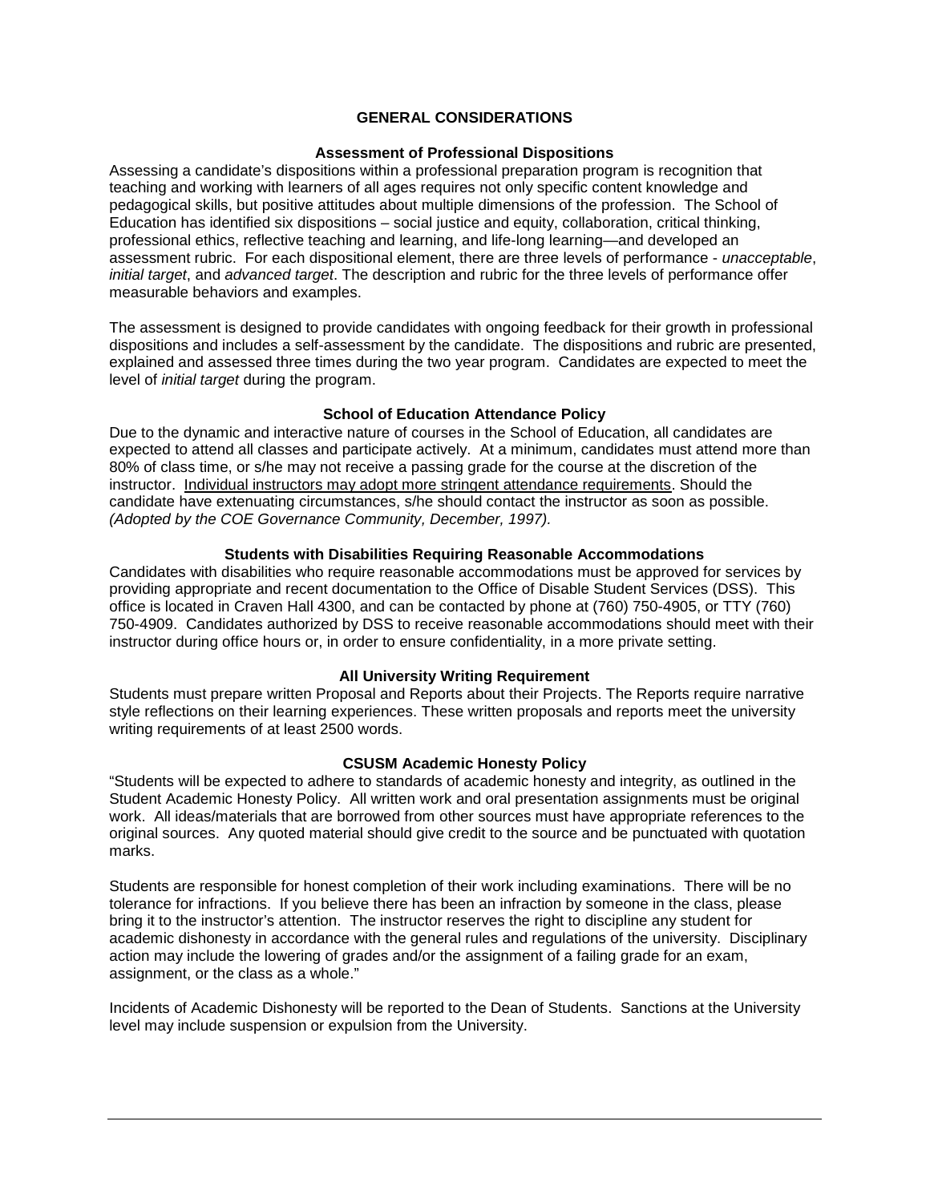## GENERAL CONSIDERATIONS

### Assessment of Professional Dispositions

Assessing a candidate's dispositions within a professional preparation program is recognition that teaching and working with learners of all ages requires not only specific content knowledge and pedagogical skills, but positive attitudes about multiple dimensions of the profession. The School of Education has identified six dispositions – social justice and equity, collaboration, critical thinking, professional ethics, reflective teaching and learning, and life-long learning—and developed an assessment rubric. For each dispositional element, there are three levels of performance - *unacceptable*, *initial target*, and *advanced target*. The description and rubric for the three levels of performance offer measurable behaviors and examples.

The assessment is designed to provide candidates with ongoing feedback for their growth in professional dispositions and includes a self-assessment by the candidate. The dispositions and rubric are presented, explained and assessed three times during the two year program. Candidates are expected to meet the level of *initial target* during the program.

### School of Education Attendance Policy

Due to the dynamic and interactive nature of courses in the School of Education, all candidates are expected to attend all classes and participate actively. At a minimum, candidates must attend more than 80% of class time, or s/he may not receive a passing grade for the course at the discretion of the instructor. Individual instructors may adopt more stringent attendance requirements. Should the candidate have extenuating circumstances, s/he should contact the instructor as soon as possible. *(Adopted by the COE Governance Community, December, 1997).*

### Students with Disabilities Requiring Reasonable Accommodations

Candidates with disabilities who require reasonable accommodations must be approved for services by providing appropriate and recent documentation to the Office of Disable Student Services (DSS). This office is located in Craven Hall 4300, and can be contacted by phone at (760) 750-4905, or TTY (760) 750-4909. Candidates authorized by DSS to receive reasonable accommodations should meet with their instructor during office hours or, in order to ensure confidentiality, in a more private setting.

### All University Writing Requirement

Students must prepare written Proposal and Reports about their Projects. The Reports require narrative style reflections on their learning experiences. These written proposals and reports meet the university writing requirements of at least 2500 words.

### CSUSM Academic Honesty Policy

"Students will be expected to adhere to standards of academic honesty and integrity, as outlined in the Student Academic Honesty Policy. All written work and oral presentation assignments must be original work. All ideas/materials that are borrowed from other sources must have appropriate references to the original sources. Any quoted material should give credit to the source and be punctuated with quotation marks.

Students are responsible for honest completion of their work including examinations. There will be no tolerance for infractions. If you believe there has been an infraction by someone in the class, please bring it to the instructor's attention. The instructor reserves the right to discipline any student for academic dishonesty in accordance with the general rules and regulations of the university. Disciplinary action may include the lowering of grades and/or the assignment of a failing grade for an exam, assignment, or the class as a whole."

Incidents of Academic Dishonesty will be reported to the Dean of Students. Sanctions at the University level may include suspension or expulsion from the University.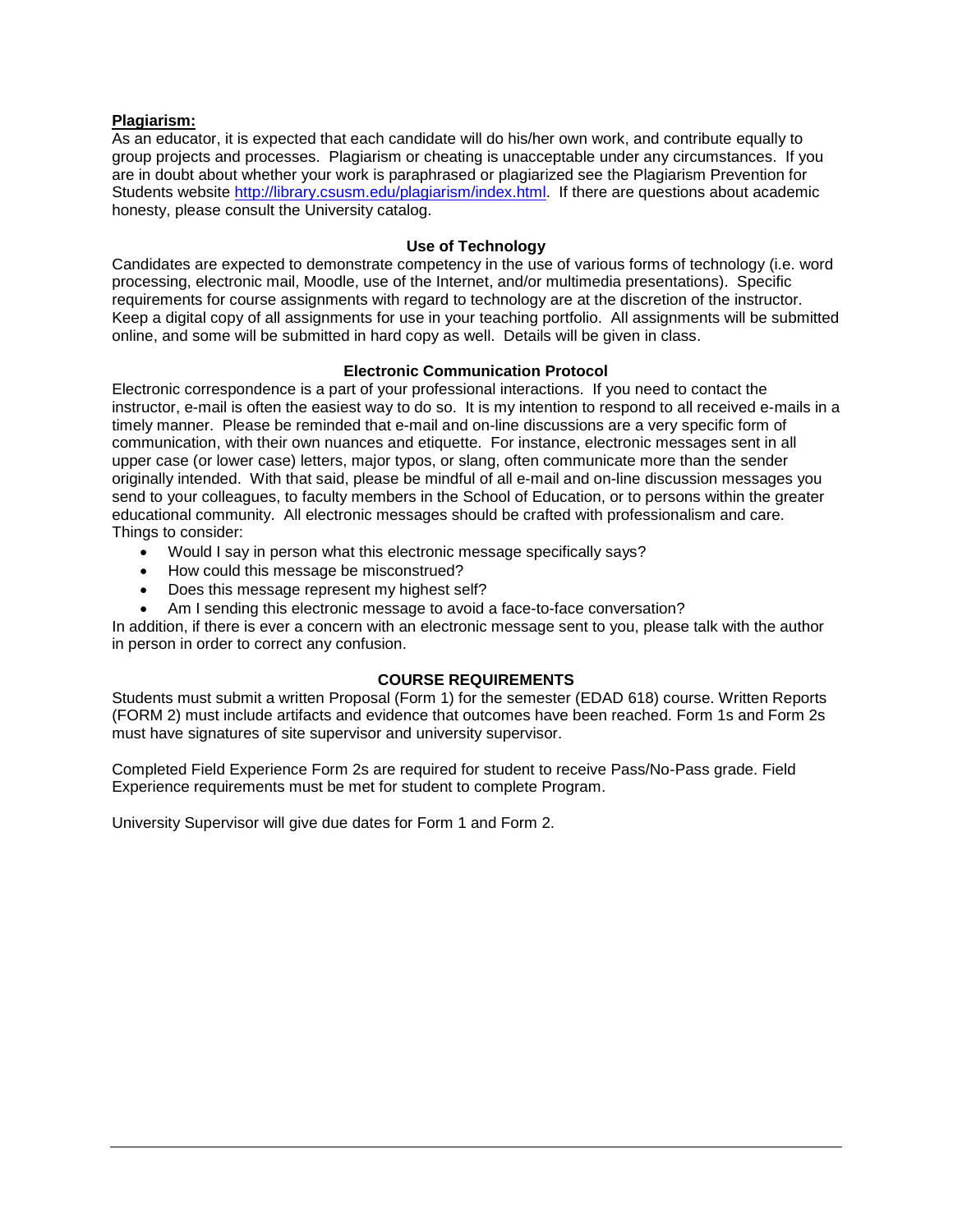**Plagiarism:**

As an educator, it is expected that each candidate will do his/her own work, and contribute equally to group projects and processes. Plagiarism or cheating is unacceptable under any circumstances. If you are in doubt about whether your work is paraphrased or plagiarized see the Plagiarism Prevention for Students website http://library.csusm.edu/plagiarism/index.html. If there are questions about academic honesty, please consult the University catalog.

## Use of Technology

Candidates are expected to demonstrate competency in the use of various forms of technology (i.e. word processing, electronic mail, Moodle, use of the Internet, and/or multimedia presentations). Specific requirements for course assignments with regard to technology are at the discretion of the instructor. Keep a digital copy of all assignments for use in your teaching portfolio. All assignments will be submitted online, and some will be submitted in hard copy as well. Details will be given in class.

## Electronic Communication Protocol

Electronic correspondence is a part of your professional interactions. If you need to contact the instructor, e-mail is often the easiest way to do so. It is my intention to respond to all received e-mails in a timely manner. Please be reminded that e-mail and on-line discussions are a very specific form of communication, with their own nuances and etiquette. For instance, electronic messages sent in all upper case (or lower case) letters, major typos, or slang, often communicate more than the sender originally intended. With that said, please be mindful of all e-mail and on-line discussion messages you send to your colleagues, to faculty members in the School of Education, or to persons within the greater educational community. All electronic messages should be crafted with professionalism and care. Things to consider:

- Would I say in person what this electronic message specifically says?
- How could this message be misconstrued?
- Does this message represent my highest self?
- Am I sending this electronic message to avoid a face-to-face conversation?

In addition, if there is ever a concern with an electronic message sent to you, please talk with the author in person in order to correct any confusion.

## COURSE REQUIREMENTS

Students must submit a written Proposal (Form 1) for the semester (EDAD 618) course. Written Reports (FORM 2) must include artifacts and evidence that outcomes have been reached. Form 1s and Form 2s must have signatures of site supervisor and university supervisor.

Completed Field Experience Form 2s are required for student to receive Pass/No-Pass grade. Field Experience requirements must be met for student to complete Program.

University Supervisor will give due dates for Form 1 and Form 2.